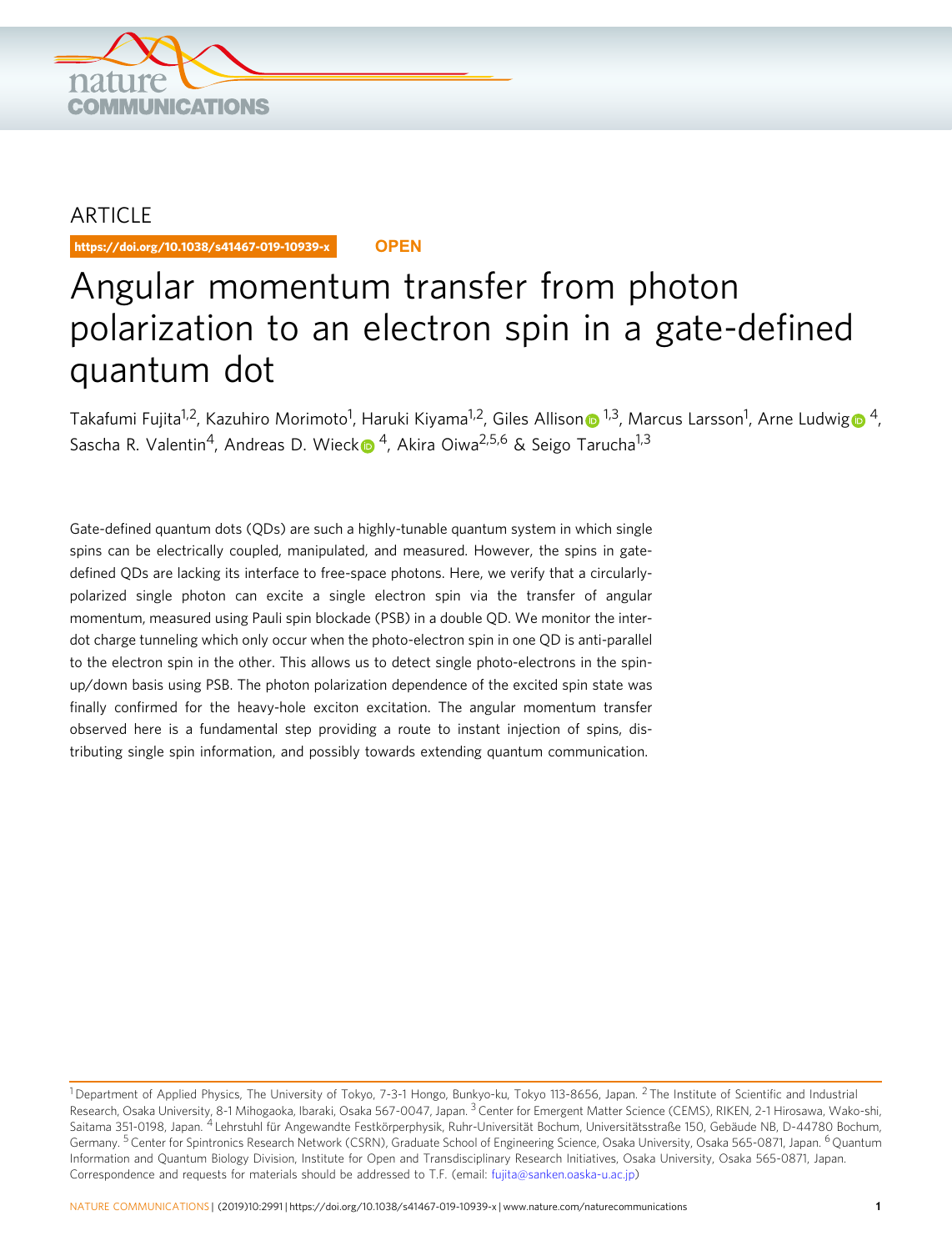ARTICLE

https://doi.org/10.1038/s41467-019-10939-x

OPEN

# Angular momentum transfer from photon polarization to an electron spin in a gate-defined quantum dot

Takafumi Fujita[1,2], Kazuhiro Morimoto[1], Haruki Kiyama[1,2], Giles Allison[1,3], Marcus Larsson[1], Arne Ludwig[4], Sascha R. Valentin[4], Andreas D. Wieck[4], Akira Oiwa[2,5,6] & Seigo Tarucha[1,3]

Gate-defined quantum dots (QDs) are such a highly-tunable quantum system in which single spins can be electrically coupled, manipulated, and measured. However, the spins in gate-defined QDs are lacking its interface to free-space photons. Here, we verify that a circularly-polarized single photon can excite a single electron spin via the transfer of angular momentum, measured using Pauli spin blockade (PSB) in a double QD. We monitor the inter-dot charge tunneling which only occur when the photo-electron spin in one QD is anti-parallel to the electron spin in the other. This allows us to detect single photo-electrons in the spin-up/down basis using PSB. The photon polarization dependence of the excited spin state was finally confirmed for the heavy-hole exciton excitation. The angular momentum transfer observed here is a fundamental step providing a route to instant injection of spins, distributing single spin information, and possibly towards extending quantum communication.

---

[1] Department of Applied Physics, The University of Tokyo, 7-3-1 Hongo, Bunkyo-ku, Tokyo 113-8656, Japan. [2] The Institute of Scientific and Industrial Research, Osaka University, 8-1 Mihogaoka, Ibaraki, Osaka 567-0047, Japan. [3] Center for Emergent Matter Science (CEMS), RIKEN, 2-1 Hirosawa, Wako-shi, Saitama 351-0198, Japan. [4] Lehrstuhl für Angewandte Festkörperphysik, Ruhr-Universität Bochum, Universitätsstraße 150, Gebäude NB, D-44780 Bochum, Germany. [5] Center for Spintronics Research Network (CSRN), Graduate School of Engineering Science, Osaka University, Osaka 565-0871, Japan. [6] Quantum Information and Quantum Biology Division, Institute for Open and Transdisciplinary Research Initiatives, Osaka University, Osaka 565-0871, Japan. Correspondence and requests for materials should be addressed to T.F. (email: fujita@sanken.osaka-u.ac.jp)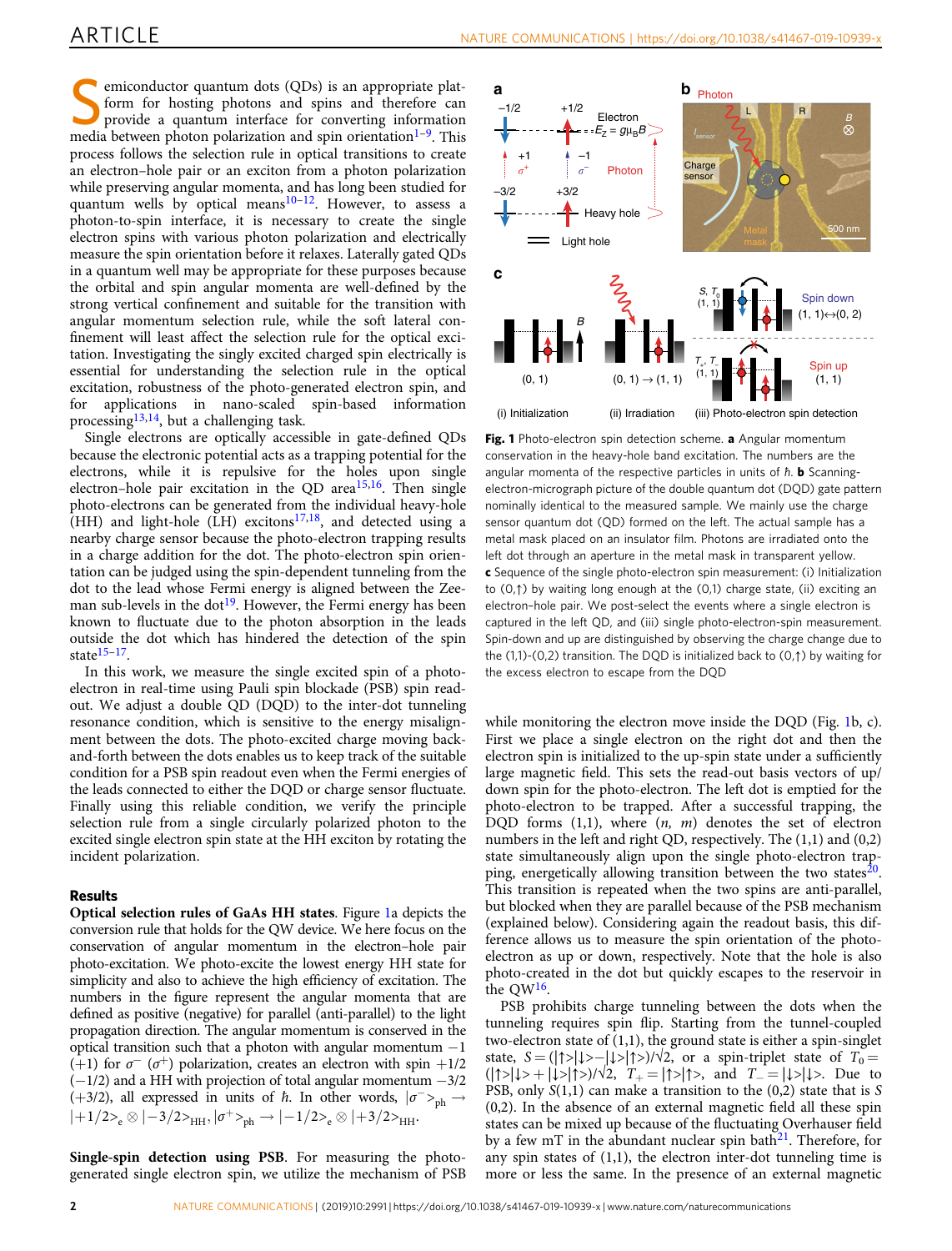Semiconductor quantum dots (QDs) is an appropriate platform for hosting photons and spins and therefore can provide a quantum interface for converting information media between photon polarization and spin orientation[1–9]. This process follows the selection rule in optical transitions to create an electron–hole pair or an exciton from a photon polarization while preserving angular momenta, and has long been studied for quantum wells by optical means[10–12]. However, to assess a photon-to-spin interface, it is necessary to create the single electron spins with various photon polarization and electrically measure the spin orientation before it relaxes. Laterally gated QDs in a quantum well may be appropriate for these purposes because the orbital and spin angular momenta are well-defined by the strong vertical confinement and suitable for the transition with angular momentum selection rule, while the soft lateral confinement will least affect the selection rule for the optical excitation. Investigating the singly excited charged spin electrically is essential for understanding the selection rule in the optical excitation, robustness of the photo-generated electron spin, and for applications in nano-scaled spin-based information processing[13,14], but a challenging task.

Single electrons are optically accessible in gate-defined QDs because the electronic potential acts as a trapping potential for the electrons, while it is repulsive for the holes upon single electron–hole pair excitation in the QD area[15,16]. Then single photo-electrons can be generated from the individual heavy-hole (HH) and light-hole (LH) excitons[17,18], and detected using a nearby charge sensor because the photo-electron trapping results in a charge addition for the dot. The photo-electron spin orientation can be judged using the spin-dependent tunneling from the dot to the lead whose Fermi energy is aligned between the Zeeman sub-levels in the dot[19]. However, the Fermi energy has been known to fluctuate due to the photon absorption in the leads outside the dot which has hindered the detection of the spin state[15–17].

In this work, we measure the single excited spin of a photo-electron in real-time using Pauli spin blockade (PSB) spin readout. We adjust a double QD (DQD) to the inter-dot tunneling resonance condition, which is sensitive to the energy misalignment between the dots. The photo-excited charge moving back-and-forth between the dots enables us to keep track of the suitable condition for a PSB spin readout even when the Fermi energies of the leads connected to either the DQD or charge sensor fluctuate. Finally using this reliable condition, we verify the principle selection rule from a single circularly polarized photon to the excited single electron spin state at the HH exciton by rotating the incident polarization.

## Results

**Optical selection rules of GaAs HH states**. Figure 1a depicts the conversion rule that holds for the QW device. We here focus on the conservation of angular momentum in the electron–hole pair photo-excitation. We photo-excite the lowest energy HH state for simplicity and also to achieve the high efficiency of excitation. The numbers in the figure represent the angular momenta that are defined as positive (negative) for parallel (anti-parallel) to the light propagation direction. The angular momentum is conserved in the optical transition such that a photon with angular momentum −1 (+1) for $\sigma^-$ ($\sigma^+$) polarization, creates an electron with spin +1/2 (−1/2) and a HH with projection of total angular momentum −3/2 (+3/2), all expressed in units of $\hbar$. In other words, $|\sigma^-\rangle_{ph} \rightarrow |+1/2\rangle_e \otimes |-3/2\rangle_{HH}, |\sigma^+\rangle_{ph} \rightarrow |-1/2\rangle_e \otimes |+3/2\rangle_{HH}$.

**Single-spin detection using PSB**. For measuring the photo-generated single electron spin, we utilize the mechanism of PSB while monitoring the electron move inside the DQD (Fig. 1b, c). First we place a single electron on the right dot and then the electron spin is initialized to the up-spin state under a sufficiently large magnetic field. This sets the read-out basis vectors of up/down spin for the photo-electron. The left dot is emptied for the photo-electron to be trapped. After a successful trapping, the DQD forms (1,1), where (*n*, *m*) denotes the set of electron numbers in the left and right QD, respectively. The (1,1) and (0,2) state simultaneously align upon the single photo-electron trapping, energetically allowing transition between the two states[20]. This transition is repeated when the two spins are anti-parallel, but blocked when they are parallel because of the PSB mechanism (explained below). Considering again the readout basis, this difference allows us to measure the spin orientation of the photo-electron as up or down, respectively. Note that the hole is also photo-created in the dot but quickly escapes to the reservoir in the QW[16].

PSB prohibits charge tunneling between the dots when the tunneling requires spin flip. Starting from the tunnel-coupled two-electron state of (1,1), the ground state is either a spin-singlet state, $S = (|\uparrow\rangle|\downarrow\rangle - |\downarrow\rangle|\uparrow\rangle)/\sqrt{2}$, or a spin-triplet state of $T_0 = (|\uparrow\rangle|\downarrow\rangle + |\downarrow\rangle|\uparrow\rangle)/\sqrt{2}$, $T_+ = |\uparrow\rangle|\uparrow\rangle$, and $T_- = |\downarrow\rangle|\downarrow\rangle$. Due to PSB, only $S$(1,1) can make a transition to the (0,2) state that is $S$ (0,2). In the absence of an external magnetic field all these spin states can be mixed up because of the fluctuating Overhauser field by a few mT in the abundant nuclear spin bath[21]. Therefore, for any spin states of (1,1), the electron inter-dot tunneling time is more or less the same. In the presence of an external magnetic

**Fig. 1** Photo-electron spin detection scheme. **a** Angular momentum conservation in the heavy-hole band excitation. The numbers are the angular momenta of the respective particles in units of $\hbar$. **b** Scanning-electron-micrograph picture of the double quantum dot (DQD) gate pattern nominally identical to the measured sample. We mainly use the charge sensor quantum dot (QD) formed on the left. The actual sample has a metal mask placed on an insulator film. Photons are irradiated onto the left dot through an aperture in the metal mask in transparent yellow. **c** Sequence of the single photo-electron spin measurement: (i) Initialization to (0,↑) by waiting long enough at the (0,1) charge state, (ii) exciting an electron–hole pair. We post-select the events where a single electron is captured in the left QD, and (iii) single photo-electron-spin measurement. Spin-down and up are distinguished by observing the charge change due to the (1,1)-(0,2) transition. The DQD is initialized back to (0,↑) by waiting for the excess electron to escape from the DQD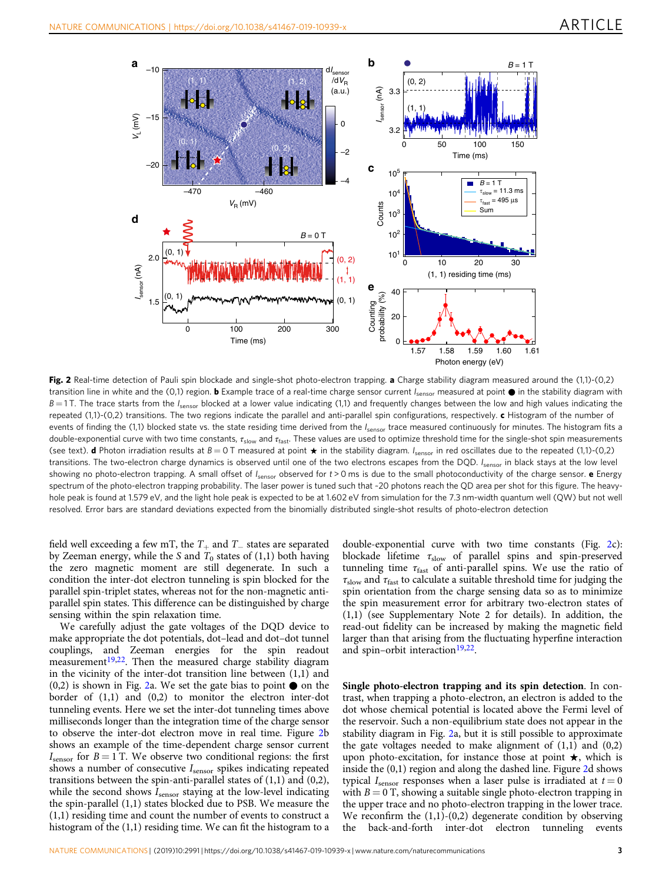**Fig. 2** Real-time detection of Pauli spin blockade and single-shot photo-electron trapping. **a** Charge stability diagram measured around the (1,1)-(0,2) transition line in white and the (0,1) region. **b** Example trace of a real-time charge sensor current $I_{\mathrm{sensor}}$ measured at point ● in the stability diagram with $B = 1$ T. The trace starts from the $I_{\mathrm{sensor}}$ blocked at a lower value indicating (1,1) and frequently changes between the low and high values indicating the repeated (1,1)-(0,2) transitions. The two regions indicate the parallel and anti-parallel spin configurations, respectively. **c** Histogram of the number of events of finding the (1,1) blocked state vs. the state residing time derived from the $I_{\mathrm{sensor}}$ trace measured continuously for minutes. The histogram fits a double-exponential curve with two time constants, $\tau_{\mathrm{slow}}$ and $\tau_{\mathrm{fast}}$. These values are used to optimize threshold time for the single-shot spin measurements (see text). **d** Photon irradiation results at $B = 0$ T measured at point ★ in the stability diagram. $I_{\mathrm{sensor}}$ in red oscillates due to the repeated (1,1)-(0,2) transitions. The two-electron charge dynamics is observed until one of the two electrons escapes from the DQD. $I_{\mathrm{sensor}}$ in black stays at the low level showing no photo-electron trapping. A small offset of $I_{\mathrm{sensor}}$ observed for $t > 0$ ms is due to the small photoconductivity of the charge sensor. **e** Energy spectrum of the photo-electron trapping probability. The laser power is tuned such that ~20 photons reach the QD area per shot for this figure. The heavy-hole peak is found at 1.579 eV, and the light hole peak is expected to be at 1.602 eV from simulation for the 7.3 nm-width quantum well (QW) but not well resolved. Error bars are standard deviations expected from the binomially distributed single-shot results of photo-electron detection

field well exceeding a few mT, the $T_+$ and $T_-$ states are separated by Zeeman energy, while the $S$ and $T_0$ states of (1,1) both having the zero magnetic moment are still degenerate. In such a condition the inter-dot electron tunneling is spin blocked for the parallel spin-triplet states, whereas not for the non-magnetic anti-parallel spin states. This difference can be distinguished by charge sensing within the spin relaxation time.

We carefully adjust the gate voltages of the DQD device to make appropriate the dot potentials, dot–lead and dot–dot tunnel couplings, and Zeeman energies for the spin readout measurement[19,22]. Then the measured charge stability diagram in the vicinity of the inter-dot transition line between (1,1) and (0,2) is shown in Fig. 2a. We set the gate bias to point ● on the border of (1,1) and (0,2) to monitor the electron inter-dot tunneling events. Here we set the inter-dot tunneling times above milliseconds longer than the integration time of the charge sensor to observe the inter-dot electron move in real time. Figure 2b shows an example of the time-dependent charge sensor current $I_{\mathrm{sensor}}$ for $B = 1$ T. We observe two conditional regions: the first shows a number of consecutive $I_{\mathrm{sensor}}$ spikes indicating repeated transitions between the spin-anti-parallel states of (1,1) and (0,2), while the second shows $I_{\mathrm{sensor}}$ staying at the low-level indicating the spin-parallel (1,1) states blocked due to PSB. We measure the (1,1) residing time and count the number of events to construct a histogram of the (1,1) residing time. We can fit the histogram to a double-exponential curve with two time constants (Fig. 2c): blockade lifetime $\tau_{\mathrm{slow}}$ of parallel spins and spin-preserved tunneling time $\tau_{\mathrm{fast}}$ of anti-parallel spins. We use the ratio of $\tau_{\mathrm{slow}}$ and $\tau_{\mathrm{fast}}$ to calculate a suitable threshold time for judging the spin orientation from the charge sensing data so as to minimize the spin measurement error for arbitrary two-electron states of (1,1) (see Supplementary Note 2 for details). In addition, the read-out fidelity can be increased by making the magnetic field larger than that arising from the fluctuating hyperfine interaction and spin–orbit interaction[19,22].

**Single photo-electron trapping and its spin detection**. In contrast, when trapping a photo-electron, an electron is added to the dot whose chemical potential is located above the Fermi level of the reservoir. Such a non-equilibrium state does not appear in the stability diagram in Fig. 2a, but it is still possible to approximate the gate voltages needed to make alignment of (1,1) and (0,2) upon photo-excitation, for instance those at point ★, which is inside the (0,1) region and along the dashed line. Figure 2d shows typical $I_{\mathrm{sensor}}$ responses when a laser pulse is irradiated at $t = 0$ with $B = 0$ T, showing a suitable single photo-electron trapping in the upper trace and no photo-electron trapping in the lower trace. We reconfirm the (1,1)-(0,2) degenerate condition by observing the back-and-forth inter-dot electron tunneling events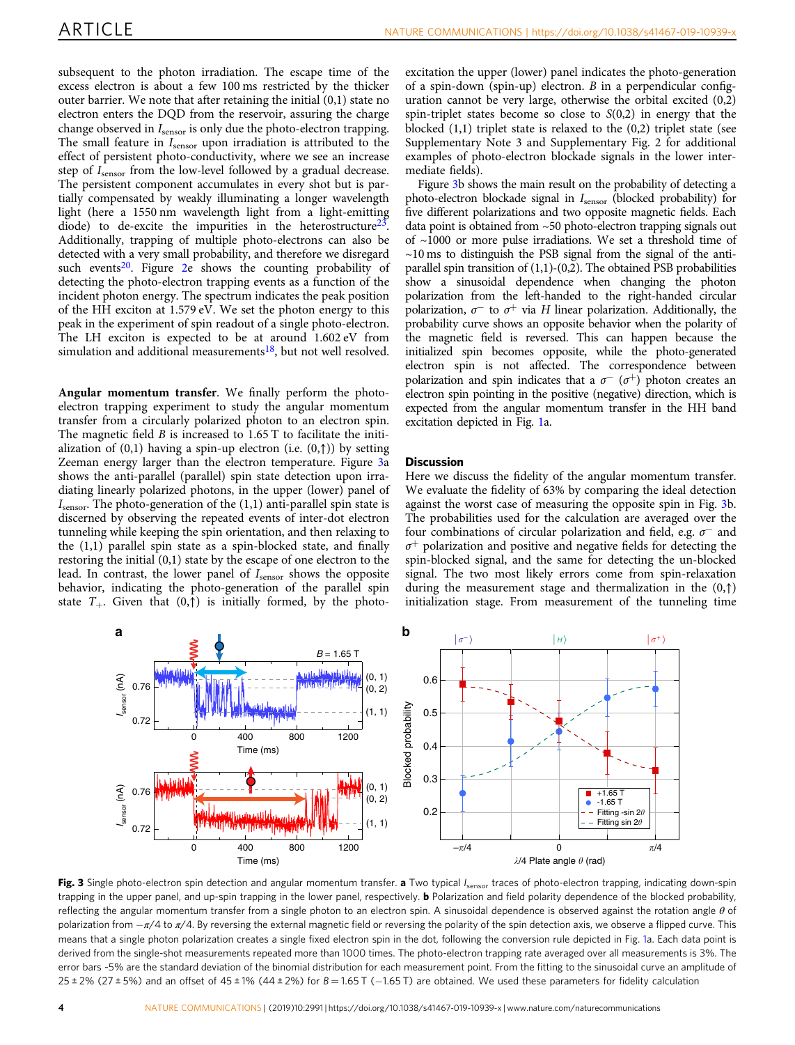subsequent to the photon irradiation. The escape time of the excess electron is about a few 100 ms restricted by the thicker outer barrier. We note that after retaining the initial (0,1) state no electron enters the DQD from the reservoir, assuring the charge change observed in $I_{\mathrm{sensor}}$ is only due the photo-electron trapping. The small feature in $I_{\mathrm{sensor}}$ upon irradiation is attributed to the effect of persistent photo-conductivity, where we see an increase step of $I_{\mathrm{sensor}}$ from the low-level followed by a gradual decrease. The persistent component accumulates in every shot but is partially compensated by weakly illuminating a longer wavelength light (here a 1550 nm wavelength light from a light-emitting diode) to de-excite the impurities in the heterostructure[23]. Additionally, trapping of multiple photo-electrons can also be detected with a very small probability, and therefore we disregard such events[20]. Figure 2e shows the counting probability of detecting the photo-electron trapping events as a function of the incident photon energy. The spectrum indicates the peak position of the HH exciton at 1.579 eV. We set the photon energy to this peak in the experiment of spin readout of a single photo-electron. The LH exciton is expected to be at around 1.602 eV from simulation and additional measurements[18], but not well resolved.

**Angular momentum transfer**. We finally perform the photo-electron trapping experiment to study the angular momentum transfer from a circularly polarized photon to an electron spin. The magnetic field $B$ is increased to 1.65 T to facilitate the initialization of (0,1) having a spin-up electron (i.e. (0,↑)) by setting Zeeman energy larger than the electron temperature. Figure 3a shows the anti-parallel (parallel) spin state detection upon irradiating linearly polarized photons, in the upper (lower) panel of $I_{\mathrm{sensor}}$. The photo-generation of the (1,1) anti-parallel spin state is discerned by observing the repeated events of inter-dot electron tunneling while keeping the spin orientation, and then relaxing to the (1,1) parallel spin state as a spin-blocked state, and finally restoring the initial (0,1) state by the escape of one electron to the lead. In contrast, the lower panel of $I_{\mathrm{sensor}}$ shows the opposite behavior, indicating the photo-generation of the parallel spin state $T_+$. Given that (0,↑) is initially formed, by the photo-excitation the upper (lower) panel indicates the photo-generation of a spin-down (spin-up) electron. $B$ in a perpendicular configuration cannot be very large, otherwise the orbital excited (0,2) spin-triplet states become so close to $S$(0,2) in energy that the blocked (1,1) triplet state is relaxed to the (0,2) triplet state (see Supplementary Note 3 and Supplementary Fig. 2 for additional examples of photo-electron blockade signals in the lower intermediate fields).

Figure 3b shows the main result on the probability of detecting a photo-electron blockade signal in $I_{\mathrm{sensor}}$ (blocked probability) for five different polarizations and two opposite magnetic fields. Each data point is obtained from ~50 photo-electron trapping signals out of ~1000 or more pulse irradiations. We set a threshold time of ~10 ms to distinguish the PSB signal from the signal of the anti-parallel spin transition of (1,1)-(0,2). The obtained PSB probabilities show a sinusoidal dependence when changing the photon polarization from the left-handed to the right-handed circular polarization, $\sigma^-$ to $\sigma^+$ via $H$ linear polarization. Additionally, the probability curve shows an opposite behavior when the polarity of the magnetic field is reversed. This can happen because the initialized spin becomes opposite, while the photo-generated electron spin is not affected. The correspondence between polarization and spin indicates that a $\sigma^-$ ($\sigma^+$) photon creates an electron spin pointing in the positive (negative) direction, which is expected from the angular momentum transfer in the HH band excitation depicted in Fig. 1a.

## Discussion

Here we discuss the fidelity of the angular momentum transfer. We evaluate the fidelity of 63% by comparing the ideal detection against the worst case of measuring the opposite spin in Fig. 3b. The probabilities used for the calculation are averaged over the four combinations of circular polarization and field, e.g. $\sigma^-$ and $\sigma^+$ polarization and positive and negative fields for detecting the spin-blocked signal, and the same for detecting the un-blocked signal. The two most likely errors come from spin-relaxation during the measurement stage and thermalization in the (0,↑) initialization stage. From measurement of the tunneling time

**Fig. 3** Single photo-electron spin detection and angular momentum transfer. **a** Two typical $I_{\mathrm{sensor}}$ traces of photo-electron trapping, indicating down-spin trapping in the upper panel, and up-spin trapping in the lower panel, respectively. **b** Polarization and field polarity dependence of the blocked probability, reflecting the angular momentum transfer from a single photon to an electron spin. A sinusoidal dependence is observed against the rotation angle $\theta$ of polarization from $-\pi/4$ to $\pi/4$. By reversing the external magnetic field or reversing the polarity of the spin detection axis, we observe a flipped curve. This means that a single photon polarization creates a single fixed electron spin in the dot, following the conversion rule depicted in Fig. 1a. Each data point is derived from the single-shot measurements repeated more than 1000 times. The photo-electron trapping rate averaged over all measurements is 3%. The error bars ~5% are the standard deviation of the binomial distribution for each measurement point. From the fitting to the sinusoidal curve an amplitude of 25 ± 2% (27 ± 5%) and an offset of 45 ± 1% (44 ± 2%) for $B$ = 1.65 T (−1.65 T) are obtained. We used these parameters for fidelity calculation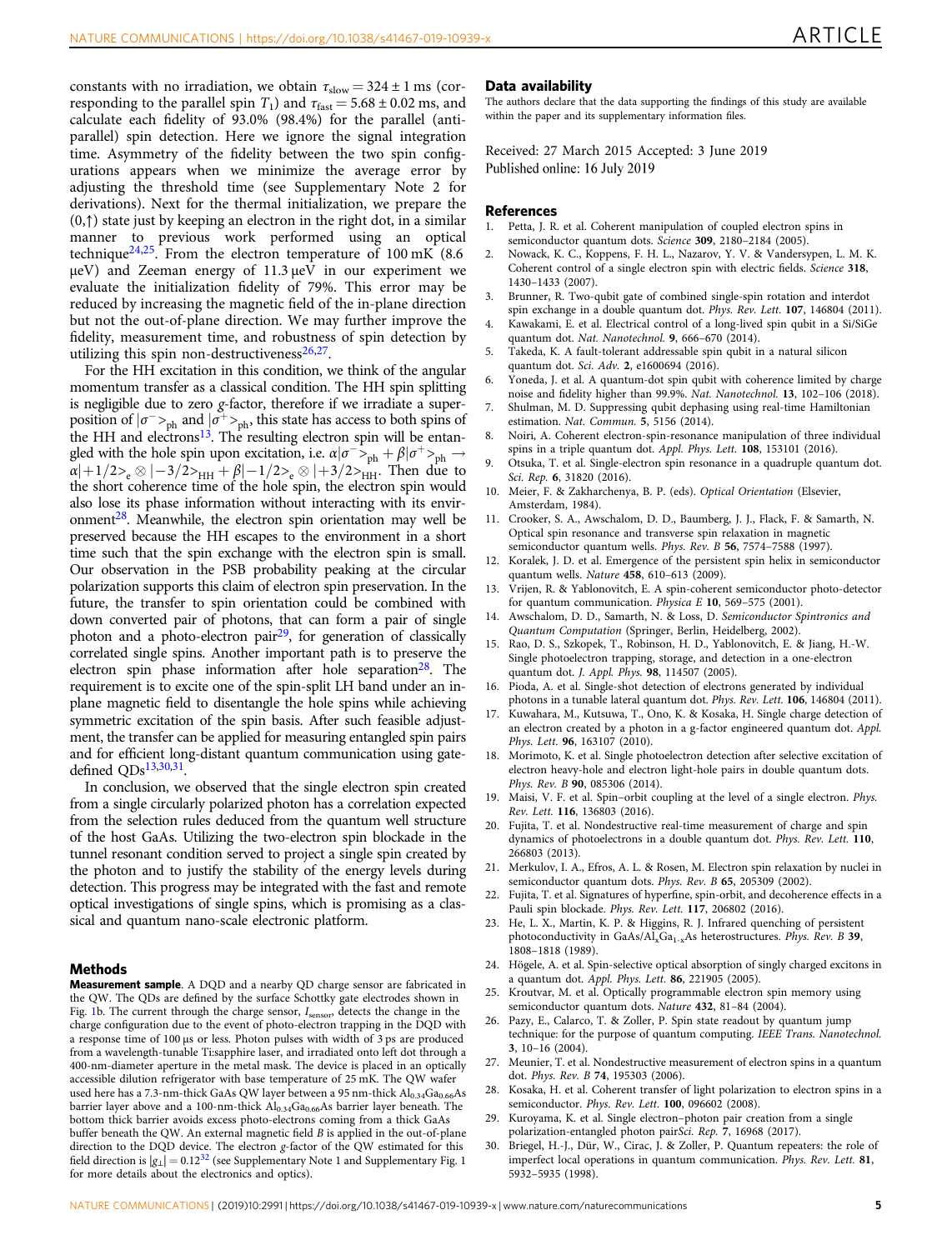constants with no irradiation, we obtain $\tau_{slow} = 324 \pm 1$ ms (corresponding to the parallel spin $T_1$) and $\tau_{fast} = 5.68 \pm 0.02$ ms, and calculate each fidelity of 93.0% (98.4%) for the parallel (anti-parallel) spin detection. Here we ignore the signal integration time. Asymmetry of the fidelity between the two spin configurations appears when we minimize the average error by adjusting the threshold time (see Supplementary Note 2 for derivations). Next for the thermal initialization, we prepare the (0,↑) state just by keeping an electron in the right dot, in a similar manner to previous work performed using an optical technique[24,25]. From the electron temperature of 100 mK (8.6 μeV) and Zeeman energy of 11.3 μeV in our experiment we evaluate the initialization fidelity of 79%. This error may be reduced by increasing the magnetic field of the in-plane direction but not the out-of-plane direction. We may further improve the fidelity, measurement time, and robustness of spin detection by utilizing this spin non-destructiveness[26,27].

For the HH excitation in this condition, we think of the angular momentum transfer as a classical condition. The HH spin splitting is negligible due to zero g-factor, therefore if we irradiate a superposition of $|\sigma^-\rangle_{ph}$ and $|\sigma^+\rangle_{ph}$, this state has access to both spins of the HH and electrons[13]. The resulting electron spin will be entangled with the hole spin upon excitation, i.e. $\alpha|\sigma^-\rangle_{ph} + \beta|\sigma^+\rangle_{ph} \rightarrow \alpha|+1/2\rangle_e \otimes |-3/2\rangle_{HH} + \beta|-1/2\rangle_e \otimes |+3/2\rangle_{HH}$. Then due to the short coherence time of the hole spin, the electron spin would also lose its phase information without interacting with its environment[28]. Meanwhile, the electron spin orientation may well be preserved because the HH escapes to the environment in a short time such that the spin exchange with the electron spin is small. Our observation in the PSB probability peaking at the circular polarization supports this claim of electron spin preservation. In the future, the transfer to spin orientation could be combined with down converted pair of photons, that can form a pair of single photon and a photo-electron pair[29], for generation of classically correlated single spins. Another important path is to preserve the electron spin phase information after hole separation[28]. The requirement is to excite one of the spin-split LH band under an in-plane magnetic field to disentangle the hole spins while achieving symmetric excitation of the spin basis. After such feasible adjustment, the transfer can be applied for measuring entangled spin pairs and for efficient long-distant quantum communication using gate-defined QDs[13,30,31].

In conclusion, we observed that the single electron spin created from a single circularly polarized photon has a correlation expected from the selection rules deduced from the quantum well structure of the host GaAs. Utilizing the two-electron spin blockade in the tunnel resonant condition served to project a single spin created by the photon and to justify the stability of the energy levels during detection. This progress may be integrated with the fast and remote optical investigations of single spins, which is promising as a classical and quantum nano-scale electronic platform.

## Methods

**Measurement sample**. A DQD and a nearby QD charge sensor are fabricated in the QW. The QDs are defined by the surface Schottky gate electrodes shown in Fig. 1b. The current through the charge sensor, $I_{sensor}$, detects the change in the charge configuration due to the event of photo-electron trapping in the DQD with a response time of 100 μs or less. Photon pulses with width of 3 ps are produced from a wavelength-tunable Ti:sapphire laser, and irradiated onto left dot through a 400-nm-diameter aperture in the metal mask. The device is placed in an optically accessible dilution refrigerator with base temperature of 25 mK. The QW wafer used here has a 7.3-nm-thick GaAs QW layer between a 95 nm-thick $Al_{0.34}Ga_{0.66}As$ barrier layer above and a 100-nm-thick $Al_{0.34}Ga_{0.66}As$ barrier layer beneath. The bottom thick barrier avoids excess photo-electrons coming from a thick GaAs buffer beneath the QW. An external magnetic field $B$ is applied in the out-of-plane direction to the DQD device. The electron g-factor of the QW estimated for this field direction is $|g_\perp| = 0.12$[32] (see Supplementary Note 1 and Supplementary Fig. 1 for more details about the electronics and optics).

## Data availability

The authors declare that the data supporting the findings of this study are available within the paper and its supplementary information files.

Received: 27 March 2015 Accepted: 3 June 2019
Published online: 16 July 2019

## References

1. Petta, J. R. et al. Coherent manipulation of coupled electron spins in semiconductor quantum dots. *Science* **309**, 2180–2184 (2005).
2. Nowack, K. C., Koppens, F. H. L., Nazarov, Y. V. & Vandersypen, L. M. K. Coherent control of a single electron spin with electric fields. *Science* **318**, 1430–1433 (2007).
3. Brunner, R. Two-qubit gate of combined single-spin rotation and interdot spin exchange in a double quantum dot. *Phys. Rev. Lett.* **107**, 146804 (2011).
4. Kawakami, E. et al. Electrical control of a long-lived spin qubit in a Si/SiGe quantum dot. *Nat. Nanotechnol.* **9**, 666–670 (2014).
5. Takeda, K. A fault-tolerant addressable spin qubit in a natural silicon quantum dot. *Sci. Adv.* **2**, e1600694 (2016).
6. Yoneda, J. et al. A quantum-dot spin qubit with coherence limited by charge noise and fidelity higher than 99.9%. *Nat. Nanotechnol.* **13**, 102–106 (2018).
7. Shulman, M. D. Suppressing qubit dephasing using real-time Hamiltonian estimation. *Nat. Commun.* **5**, 5156 (2014).
8. Noiri, A. Coherent electron-spin-resonance manipulation of three individual spins in a triple quantum dot. *Appl. Phys. Lett.* **108**, 153101 (2016).
9. Otsuka, T. et al. Single-electron spin resonance in a quadruple quantum dot. *Sci. Rep.* **6**, 31820 (2016).
10. Meier, F. & Zakharchenya, B. P. (eds). *Optical Orientation* (Elsevier, Amsterdam, 1984).
11. Crooker, S. A., Awschalom, D. D., Baumberg, J. J., Flack, F. & Samarth, N. Optical spin resonance and transverse spin relaxation in magnetic semiconductor quantum wells. *Phys. Rev. B* **56**, 7574–7588 (1997).
12. Koralek, J. D. et al. Emergence of the persistent spin helix in semiconductor quantum wells. *Nature* **458**, 610–613 (2009).
13. Vrijen, R. & Yablonovitch, E. A spin-coherent semiconductor photo-detector for quantum communication. *Physica E* **10**, 569–575 (2001).
14. Awschalom, D. D., Samarth, N. & Loss, D. *Semiconductor Spintronics and Quantum Computation* (Springer, Berlin, Heidelberg, 2002).
15. Rao, D. S., Szkopek, T., Robinson, H. D., Yablonovitch, E. & Jiang, H.-W. Single photoelectron trapping, storage, and detection in a one-electron quantum dot. *J. Appl. Phys.* **98**, 114507 (2005).
16. Pioda, A. et al. Single-shot detection of electrons generated by individual photons in a tunable lateral quantum dot. *Phys. Rev. Lett.* **106**, 146804 (2011).
17. Kuwahara, M., Kutsuwa, T., Ono, K. & Kosaka, H. Single charge detection of an electron created by a photon in a g-factor engineered quantum dot. *Appl. Phys. Lett.* **96**, 163107 (2010).
18. Morimoto, K. et al. Single photoelectron detection after selective excitation of electron heavy-hole and electron light-hole pairs in double quantum dots. *Phys. Rev. B* **90**, 085306 (2014).
19. Maisi, V. F. et al. Spin–orbit coupling at the level of a single electron. *Phys. Rev. Lett.* **116**, 136803 (2016).
20. Fujita, T. et al. Nondestructive real-time measurement of charge and spin dynamics of photoelectrons in a double quantum dot. *Phys. Rev. Lett.* **110**, 266803 (2013).
21. Merkulov, I. A., Efros, A. L. & Rosen, M. Electron spin relaxation by nuclei in semiconductor quantum dots. *Phys. Rev. B* **65**, 205309 (2002).
22. Fujita, T. et al. Signatures of hyperfine, spin-orbit, and decoherence effects in a Pauli spin blockade. *Phys. Rev. Lett.* **117**, 206802 (2016).
23. He, L. X., Martin, K. P. & Higgins, R. J. Infrared quenching of persistent photoconductivity in GaAs/$Al_xGa_{1-x}$As heterostructures. *Phys. Rev. B* **39**, 1808–1818 (1989).
24. Högele, A. et al. Spin-selective optical absorption of singly charged excitons in a quantum dot. *Appl. Phys. Lett.* **86**, 221905 (2005).
25. Kroutvar, M. et al. Optically programmable electron spin memory using semiconductor quantum dots. *Nature* **432**, 81–84 (2004).
26. Pazy, E., Calarco, T. & Zoller, P. Spin state readout by quantum jump technique: for the purpose of quantum computing. *IEEE Trans. Nanotechnol.* **3**, 10–16 (2004).
27. Meunier, T. et al. Nondestructive measurement of electron spins in a quantum dot. *Phys. Rev. B* **74**, 195303 (2006).
28. Kosaka, H. et al. Coherent transfer of light polarization to electron spins in a semiconductor. *Phys. Rev. Lett.* **100**, 096602 (2008).
29. Kuroyama, K. et al. Single electron–photon pair creation from a single polarization-entangled photon pair*Sci. Rep.* **7**, 16968 (2017).
30. Briegel, H.-J., Dür, W., Cirac, J. & Zoller, P. Quantum repeaters: the role of imperfect local operations in quantum communication. *Phys. Rev. Lett.* **81**, 5932–5935 (1998).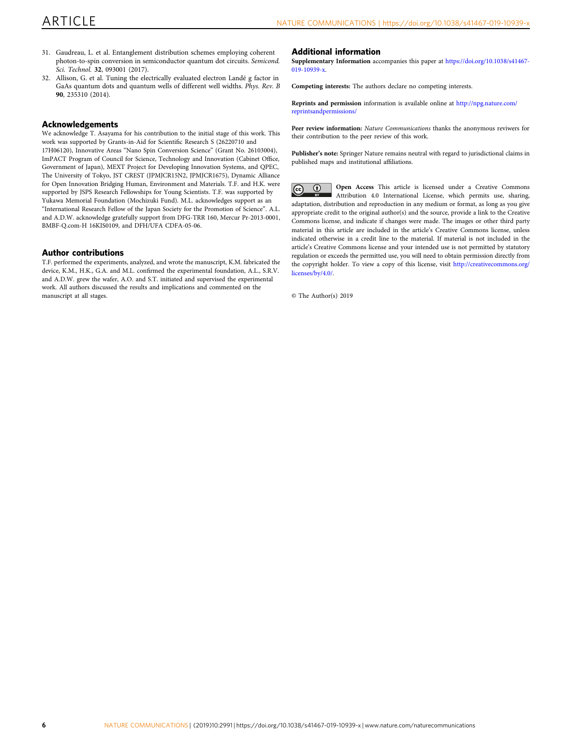31. Gaudreau, L. et al. Entanglement distribution schemes employing coherent photon-to-spin conversion in semiconductor quantum dot circuits. *Semicond. Sci. Technol.* **32**, 093001 (2017).
32. Allison, G. et al. Tuning the electrically evaluated electron Landé g factor in GaAs quantum dots and quantum wells of different well widths. *Phys. Rev. B* **90**, 235310 (2014).

## Acknowledgements

We acknowledge T. Asayama for his contribution to the initial stage of this work. This work was supported by Grants-in-Aid for Scientific Research S (26220710 and 17H06120), Innovative Areas "Nano Spin Conversion Science" (Grant No. 26103004), ImPACT Program of Council for Science, Technology and Innovation (Cabinet Office, Government of Japan), MEXT Project for Developing Innovation Systems, and QPEC, The University of Tokyo, JST CREST (JPMJCR15N2, JPMJCR1675), Dynamic Alliance for Open Innovation Bridging Human, Environment and Materials. T.F. and H.K. were supported by JSPS Research Fellowships for Young Scientists. T.F. was supported by Yukawa Memorial Foundation (Mochizuki Fund). M.L. acknowledges support as an "International Research Fellow of the Japan Society for the Promotion of Science". A.L. and A.D.W. acknowledge gratefully support from DFG-TRR 160, Mercur Pr-2013-0001, BMBF-Q.com-H 16KIS0109, and DFH/UFA CDFA-05-06.

## Author contributions

T.F. performed the experiments, analyzed, and wrote the manuscript, K.M. fabricated the device, K.M., H.K., G.A. and M.L. confirmed the experimental foundation, A.L., S.R.V. and A.D.W. grew the wafer, A.O. and S.T. initiated and supervised the experimental work. All authors discussed the results and implications and commented on the manuscript at all stages.

## Additional information

**Supplementary Information** accompanies this paper at https://doi.org/10.1038/s41467-019-10939-x.

**Competing interests:** The authors declare no competing interests.

**Reprints and permission** information is available online at http://npg.nature.com/reprintsandpermissions/

**Peer review information:** *Nature Communications* thanks the anonymous reviwers for their contribution to the peer review of this work.

**Publisher's note:** Springer Nature remains neutral with regard to jurisdictional claims in published maps and institutional affiliations.

**Open Access** This article is licensed under a Creative Commons Attribution 4.0 International License, which permits use, sharing, adaptation, distribution and reproduction in any medium or format, as long as you give appropriate credit to the original author(s) and the source, provide a link to the Creative Commons license, and indicate if changes were made. The images or other third party material in this article are included in the article's Creative Commons license, unless indicated otherwise in a credit line to the material. If material is not included in the article's Creative Commons license and your intended use is not permitted by statutory regulation or exceeds the permitted use, you will need to obtain permission directly from the copyright holder. To view a copy of this license, visit http://creativecommons.org/licenses/by/4.0/.

© The Author(s) 2019